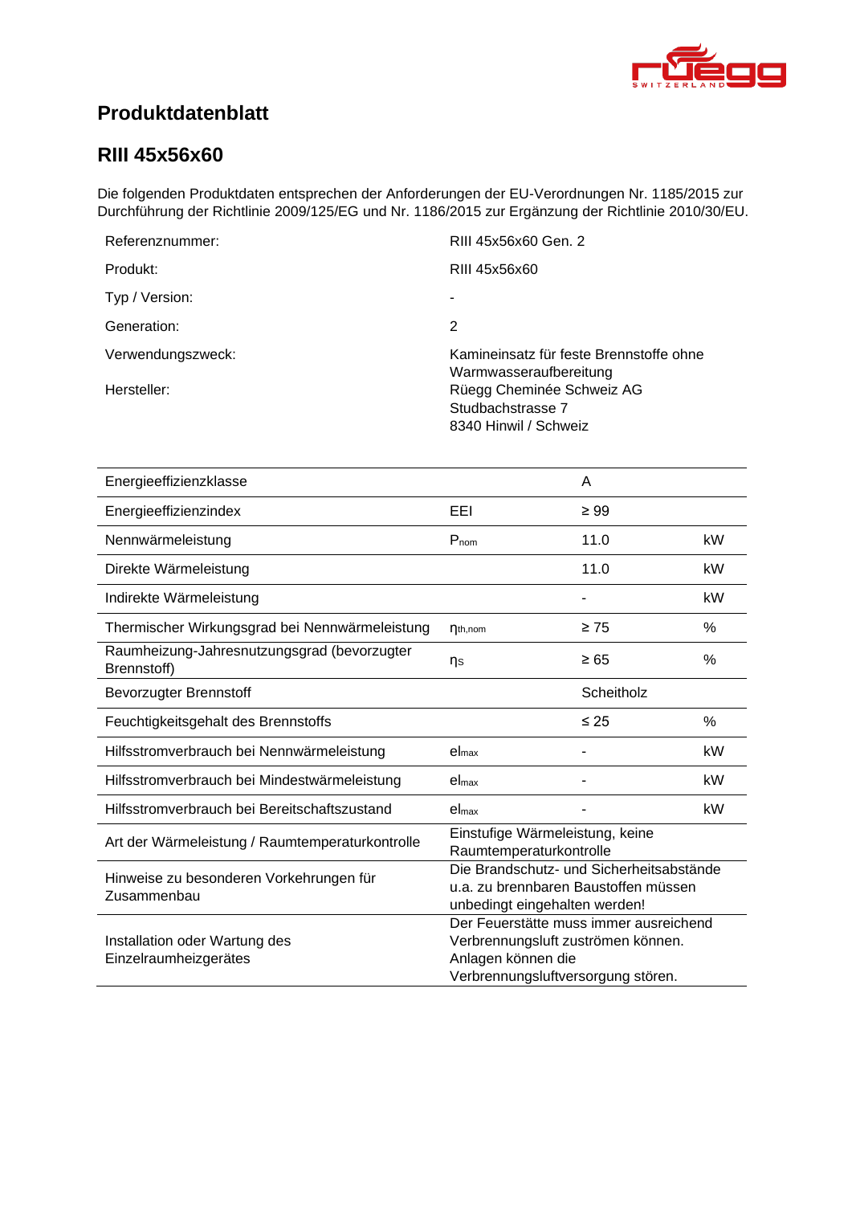# Produktdatenblatt

## RIII 45x56x60

Die folgenden Produktdaten entsprechen der Anforderungen der EU-Verordnungen Nr. 1185/2015 zur Durchführung der Richtlinie 2009/125/EG und Nr. 1186/2015 zur Ergänzung der Richtlinie 2010/30/EU.

| | |
|---|---|
| Referenznummer: | RIII 45x56x60 Gen. 2 |
| Produkt: | RIII 45x56x60 |
| Typ / Version: | - |
| Generation: | 2 |
| Verwendungszweck: | Kamineinsatz für feste Brennstoffe ohne Warmwasseraufbereitung |
| Hersteller: | Rüegg Cheminée Schweiz AG<br>Studbachstrasse 7<br>8340 Hinwil / Schweiz |

| | | | |
|---|---|---|---|
| Energieeffizienzklasse | | A | |
| Energieeffizienzindex | EEI | ≥ 99 | |
| Nennwärmeleistung | $P_{nom}$ | 11.0 | kW |
| Direkte Wärmeleistung | | 11.0 | kW |
| Indirekte Wärmeleistung | | - | kW |
| Thermischer Wirkungsgrad bei Nennwärmeleistung | $\eta_{th,nom}$ | ≥ 75 | % |
| Raumheizung-Jahresnutzungsgrad (bevorzugter Brennstoff) | $\eta_S$ | ≥ 65 | % |
| Bevorzugter Brennstoff | | Scheitholz | |
| Feuchtigkeitsgehalt des Brennstoffs | | ≤ 25 | % |
| Hilfsstromverbrauch bei Nennwärmeleistung | $el_{max}$ | - | kW |
| Hilfsstromverbrauch bei Mindestwärmeleistung | $el_{max}$ | - | kW |
| Hilfsstromverbrauch bei Bereitschaftszustand | $el_{max}$ | - | kW |
| Art der Wärmeleistung / Raumtemperaturkontrolle | Einstufige Wärmeleistung, keine Raumtemperaturkontrolle | | |
| Hinweise zu besonderen Vorkehrungen für Zusammenbau | Die Brandschutz- und Sicherheitsabstände u.a. zu brennbaren Baustoffen müssen unbedingt eingehalten werden! | | |
| Installation oder Wartung des Einzelraumheizgerätes | Der Feuerstätte muss immer ausreichend Verbrennungsluft zuströmen können. Anlagen können die Verbrennungsluftversorgung stören. | | |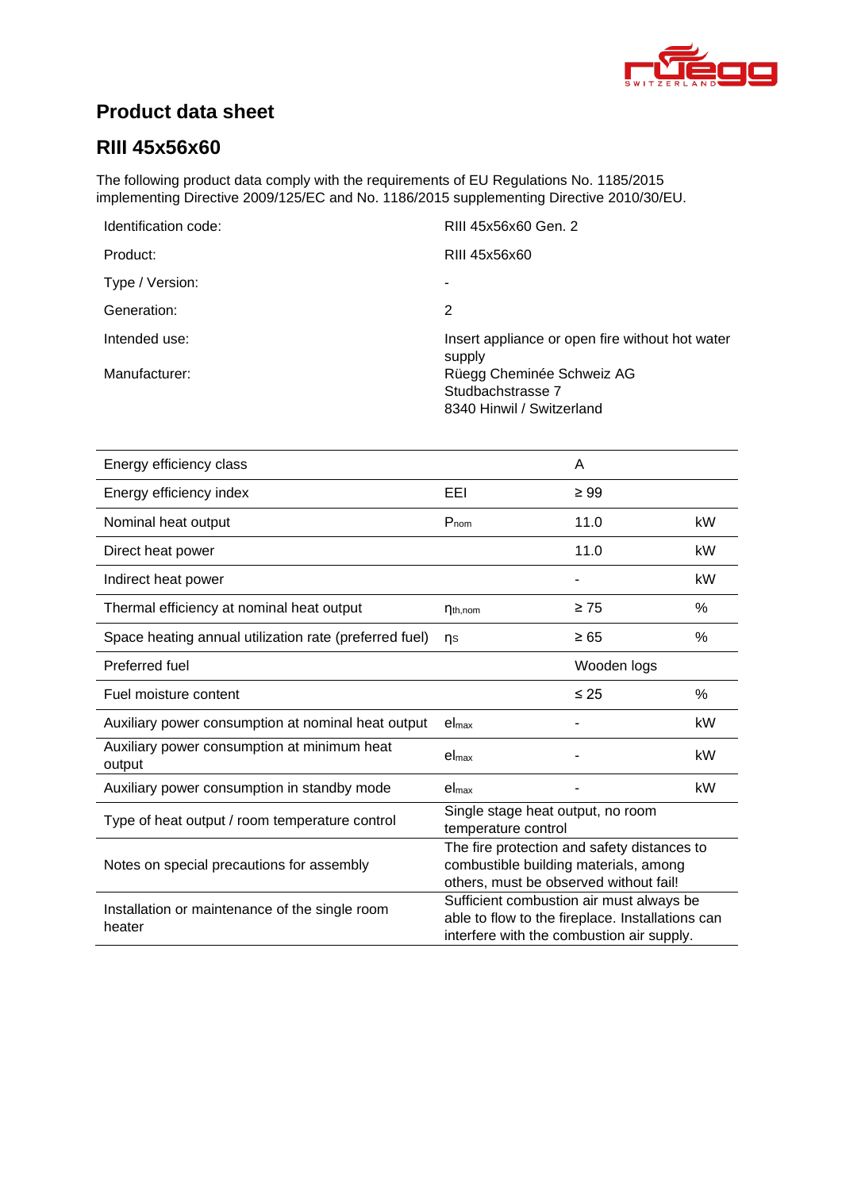# Product data sheet

## RIII 45x56x60

The following product data comply with the requirements of EU Regulations No. 1185/2015 implementing Directive 2009/125/EC and No. 1186/2015 supplementing Directive 2010/30/EU.

| | |
|---|---|
| Identification code: | RIII 45x56x60 Gen. 2 |
| Product: | RIII 45x56x60 |
| Type / Version: | - |
| Generation: | 2 |
| Intended use: | Insert appliance or open fire without hot water supply |
| Manufacturer: | Rüegg Cheminée Schweiz AG<br>Studbachstrasse 7<br>8340 Hinwil / Switzerland |

| | | | |
|---|---|---|---|
| Energy efficiency class | | A | |
| Energy efficiency index | EEI | ≥ 99 | |
| Nominal heat output | $P_{nom}$ | 11.0 | kW |
| Direct heat power | | 11.0 | kW |
| Indirect heat power | | - | kW |
| Thermal efficiency at nominal heat output | $\eta_{th,nom}$ | ≥ 75 | % |
| Space heating annual utilization rate (preferred fuel) | $\eta_S$ | ≥ 65 | % |
| Preferred fuel | | Wooden logs | |
| Fuel moisture content | | ≤ 25 | % |
| Auxiliary power consumption at nominal heat output | $el_{max}$ | - | kW |
| Auxiliary power consumption at minimum heat output | $el_{max}$ | - | kW |
| Auxiliary power consumption in standby mode | $el_{max}$ | - | kW |
| Type of heat output / room temperature control | Single stage heat output, no room temperature control | | |
| Notes on special precautions for assembly | The fire protection and safety distances to combustible building materials, among others, must be observed without fail! | | |
| Installation or maintenance of the single room heater | Sufficient combustion air must always be able to flow to the fireplace. Installations can interfere with the combustion air supply. | | |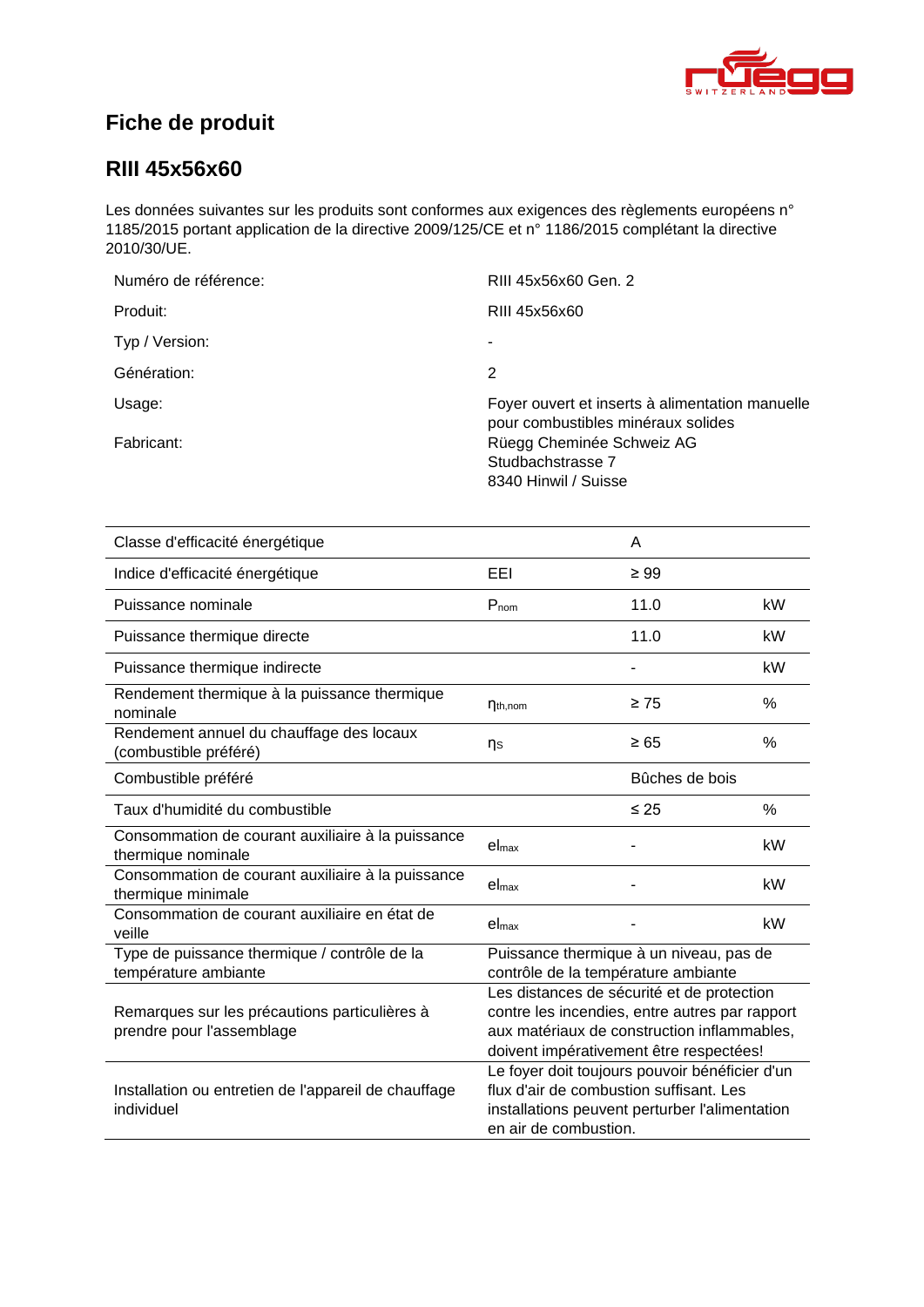# Fiche de produit

## RIII 45x56x60

Les données suivantes sur les produits sont conformes aux exigences des règlements européens n° 1185/2015 portant application de la directive 2009/125/CE et n° 1186/2015 complétant la directive 2010/30/UE.

| | |
|---|---|
| Numéro de référence: | RIII 45x56x60 Gen. 2 |
| Produit: | RIII 45x56x60 |
| Typ / Version: | - |
| Génération: | 2 |
| Usage: | Foyer ouvert et inserts à alimentation manuelle pour combustibles minéraux solides |
| Fabricant: | Rüegg Cheminée Schweiz AG<br>Studbachstrasse 7<br>8340 Hinwil / Suisse |

| | | | |
|---|---|---|---|
| Classe d'efficacité énergétique | | A | |
| Indice d'efficacité énergétique | EEI | ≥ 99 | |
| Puissance nominale | $P_{nom}$ | 11.0 | kW |
| Puissance thermique directe | | 11.0 | kW |
| Puissance thermique indirecte | | - | kW |
| Rendement thermique à la puissance thermique nominale | $\eta_{th,nom}$ | ≥ 75 | % |
| Rendement annuel du chauffage des locaux (combustible préféré) | $\eta_S$ | ≥ 65 | % |
| Combustible préféré | | Bûches de bois | |
| Taux d'humidité du combustible | | ≤ 25 | % |
| Consommation de courant auxiliaire à la puissance thermique nominale | $el_{max}$ | - | kW |
| Consommation de courant auxiliaire à la puissance thermique minimale | $el_{max}$ | - | kW |
| Consommation de courant auxiliaire en état de veille | $el_{max}$ | - | kW |
| Type de puissance thermique / contrôle de la température ambiante | Puissance thermique à un niveau, pas de contrôle de la température ambiante | | |
| Remarques sur les précautions particulières à prendre pour l'assemblage | Les distances de sécurité et de protection contre les incendies, entre autres par rapport aux matériaux de construction inflammables, doivent impérativement être respectées! | | |
| Installation ou entretien de l'appareil de chauffage individuel | Le foyer doit toujours pouvoir bénéficier d'un flux d'air de combustion suffisant. Les installations peuvent perturber l'alimentation en air de combustion. | | |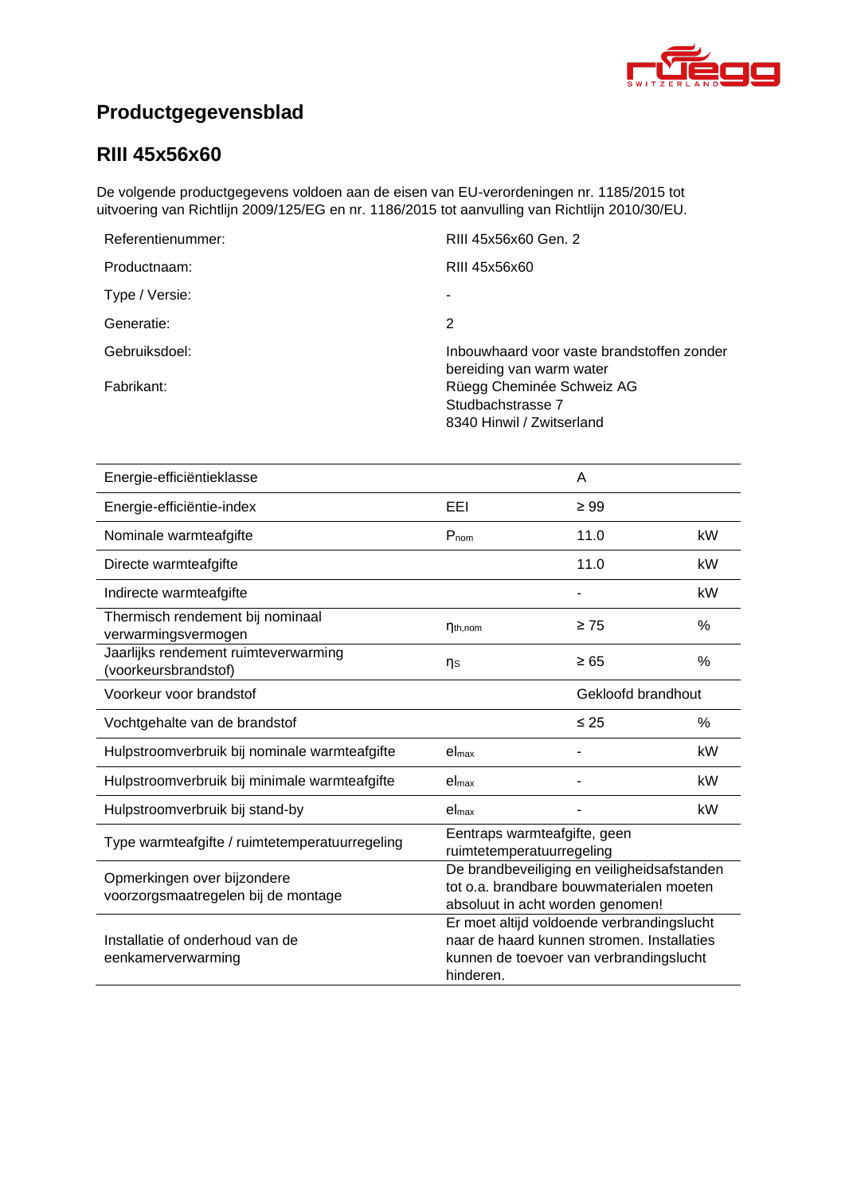# Productgegevensblad

## RIII 45x56x60

De volgende productgegevens voldoen aan de eisen van EU-verordeningen nr. 1185/2015 tot uitvoering van Richtlijn 2009/125/EG en nr. 1186/2015 tot aanvulling van Richtlijn 2010/30/EU.

| | |
|---|---|
| Referentienummer: | RIII 45x56x60 Gen. 2 |
| Productnaam: | RIII 45x56x60 |
| Type / Versie: | - |
| Generatie: | 2 |
| Gebruiksdoel: | Inbouwhaard voor vaste brandstoffen zonder bereiding van warm water |
| Fabrikant: | Rüegg Cheminée Schweiz AG<br>Studbachstrasse 7<br>8340 Hinwil / Zwitserland |

| | | | |
|---|---|---|---|
| Energie-efficiëntieklasse | | A | |
| Energie-efficiëntie-index | EEI | ≥ 99 | |
| Nominale warmteafgifte | $P_{nom}$ | 11.0 | kW |
| Directe warmteafgifte | | 11.0 | kW |
| Indirecte warmteafgifte | | - | kW |
| Thermisch rendement bij nominaal verwarmingsvermogen | $\eta_{th,nom}$ | ≥ 75 | % |
| Jaarlijks rendement ruimteverwarming (voorkeursbrandstof) | $\eta_S$ | ≥ 65 | % |
| Voorkeur voor brandstof | | Gekloofd brandhout | |
| Vochtgehalte van de brandstof | | ≤ 25 | % |
| Hulpstroomverbruik bij nominale warmteafgifte | $el_{max}$ | - | kW |
| Hulpstroomverbruik bij minimale warmteafgifte | $el_{max}$ | - | kW |
| Hulpstroomverbruik bij stand-by | $el_{max}$ | - | kW |
| Type warmteafgifte / ruimtetemperatuurregeling | Eentraps warmteafgifte, geen ruimtetemperatuurregeling | | |
| Opmerkingen over bijzondere voorzorgsmaatregelen bij de montage | De brandbeveiliging en veiligheidsafstanden tot o.a. brandbare bouwmaterialen moeten absoluut in acht worden genomen! | | |
| Installatie of onderhoud van de eenkamerverwarming | Er moet altijd voldoende verbrandingslucht naar de haard kunnen stromen. Installaties kunnen de toevoer van verbrandingslucht hinderen. | | |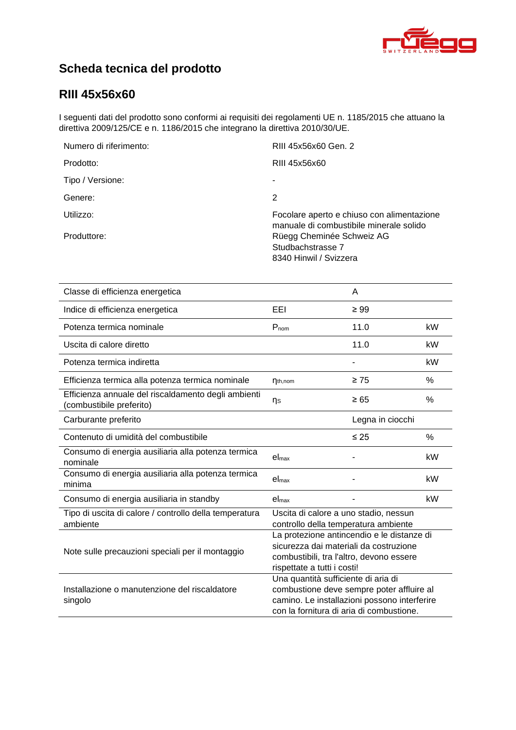# Scheda tecnica del prodotto

## RIII 45x56x60

I seguenti dati del prodotto sono conformi ai requisiti dei regolamenti UE n. 1185/2015 che attuano la direttiva 2009/125/CE e n. 1186/2015 che integrano la direttiva 2010/30/UE.

| | |
|---|---|
| Numero di riferimento: | RIII 45x56x60 Gen. 2 |
| Prodotto: | RIII 45x56x60 |
| Tipo / Versione: | - |
| Genere: | 2 |
| Utilizzo: | Focolare aperto e chiuso con alimentazione manuale di combustibile minerale solido |
| Produttore: | Rüegg Cheminée Schweiz AG<br>Studbachstrasse 7<br>8340 Hinwil / Svizzera |

| | | | |
|---|---|---|---|
| Classe di efficienza energetica | | A | |
| Indice di efficienza energetica | EEI | ≥ 99 | |
| Potenza termica nominale | $P_{nom}$ | 11.0 | kW |
| Uscita di calore diretto | | 11.0 | kW |
| Potenza termica indiretta | | - | kW |
| Efficienza termica alla potenza termica nominale | $\eta_{th,nom}$ | ≥ 75 | % |
| Efficienza annuale del riscaldamento degli ambienti (combustibile preferito) | $\eta_S$ | ≥ 65 | % |
| Carburante preferito | | Legna in ciocchi | |
| Contenuto di umidità del combustibile | | ≤ 25 | % |
| Consumo di energia ausiliaria alla potenza termica nominale | $el_{max}$ | - | kW |
| Consumo di energia ausiliaria alla potenza termica minima | $el_{max}$ | - | kW |
| Consumo di energia ausiliaria in standby | $el_{max}$ | - | kW |
| Tipo di uscita di calore / controllo della temperatura ambiente | Uscita di calore a uno stadio, nessun controllo della temperatura ambiente | | |
| Note sulle precauzioni speciali per il montaggio | La protezione antincendio e le distanze di sicurezza dai materiali da costruzione combustibili, tra l'altro, devono essere rispettate a tutti i costi! | | |
| Installazione o manutenzione del riscaldatore singolo | Una quantità sufficiente di aria di combustione deve sempre poter affluire al camino. Le installazioni possono interferire con la fornitura di aria di combustione. | | |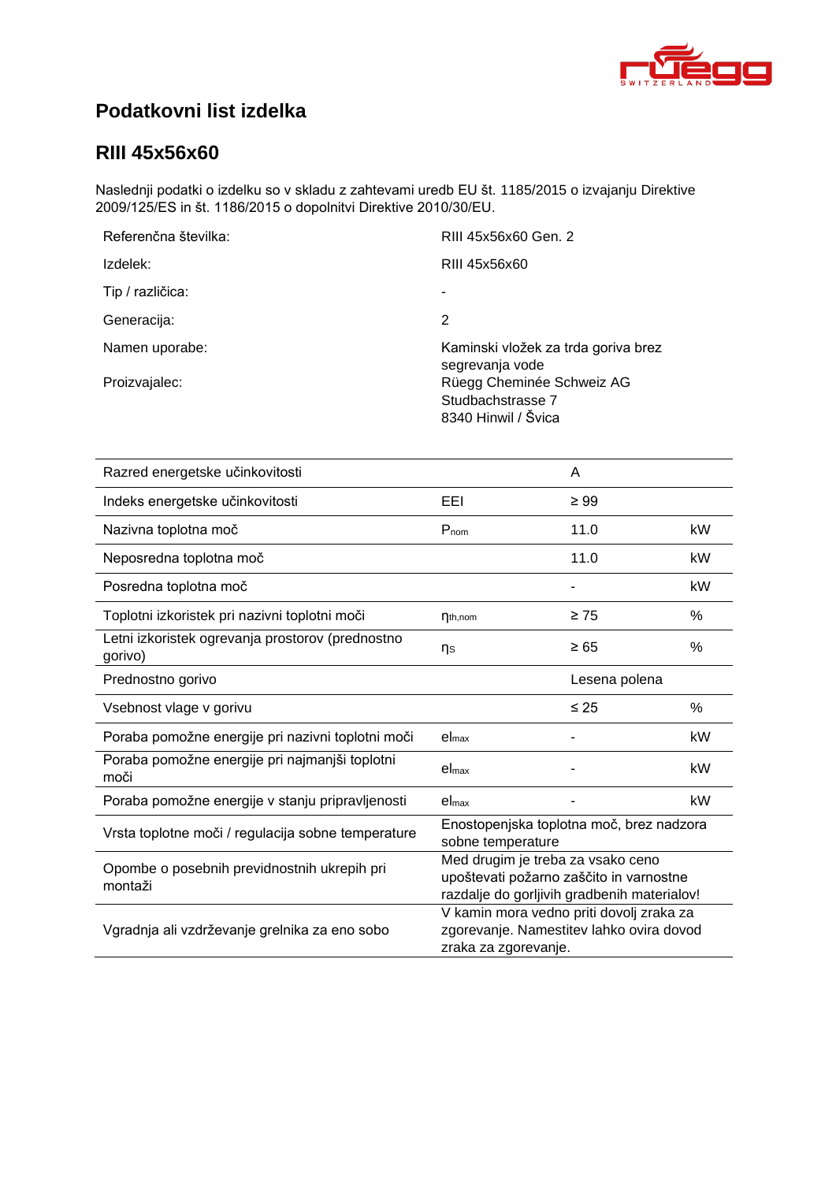## Podatkovni list izdelka

## RIII 45x56x60

Naslednji podatki o izdelku so v skladu z zahtevami uredb EU št. 1185/2015 o izvajanju Direktive 2009/125/ES in št. 1186/2015 o dopolnitvi Direktive 2010/30/EU.

| | |
|---|---|
| Referenčna številka: | RIII 45x56x60 Gen. 2 |
| Izdelek: | RIII 45x56x60 |
| Tip / različica: | - |
| Generacija: | 2 |
| Namen uporabe: | Kaminski vložek za trda goriva brez segrevanja vode |
| Proizvajalec: | Rüegg Cheminée Schweiz AG<br>Studbachstrasse 7<br>8340 Hinwil / Švica |

| | | | |
|---|---|---|---|
| Razred energetske učinkovitosti | | A | |
| Indeks energetske učinkovitosti | EEI | ≥ 99 | |
| Nazivna toplotna moč | $P_{nom}$ | 11.0 | kW |
| Neposredna toplotna moč | | 11.0 | kW |
| Posredna toplotna moč | | - | kW |
| Toplotni izkoristek pri nazivni toplotni moči | $\eta_{th,nom}$ | ≥ 75 | % |
| Letni izkoristek ogrevanja prostorov (prednostno gorivo) | $\eta_S$ | ≥ 65 | % |
| Prednostno gorivo | | Lesena polena | |
| Vsebnost vlage v gorivu | | ≤ 25 | % |
| Poraba pomožne energije pri nazivni toplotni moči | $el_{max}$ | - | kW |
| Poraba pomožne energije pri najmanjši toplotni moči | $el_{max}$ | - | kW |
| Poraba pomožne energije v stanju pripravljenosti | $el_{max}$ | - | kW |
| Vrsta toplotne moči / regulacija sobne temperature | Enostopenjska toplotna moč, brez nadzora sobne temperature | | |
| Opombe o posebnih previdnostnih ukrepih pri montaži | Med drugim je treba za vsako ceno upoštevati požarno zaščito in varnostne razdalje do gorljivih gradbenih materialov! | | |
| Vgradnja ali vzdrževanje grelnika za eno sobo | V kamin mora vedno priti dovolj zraka za zgorevanje. Namestitev lahko ovira dovod zraka za zgorevanje. | | |